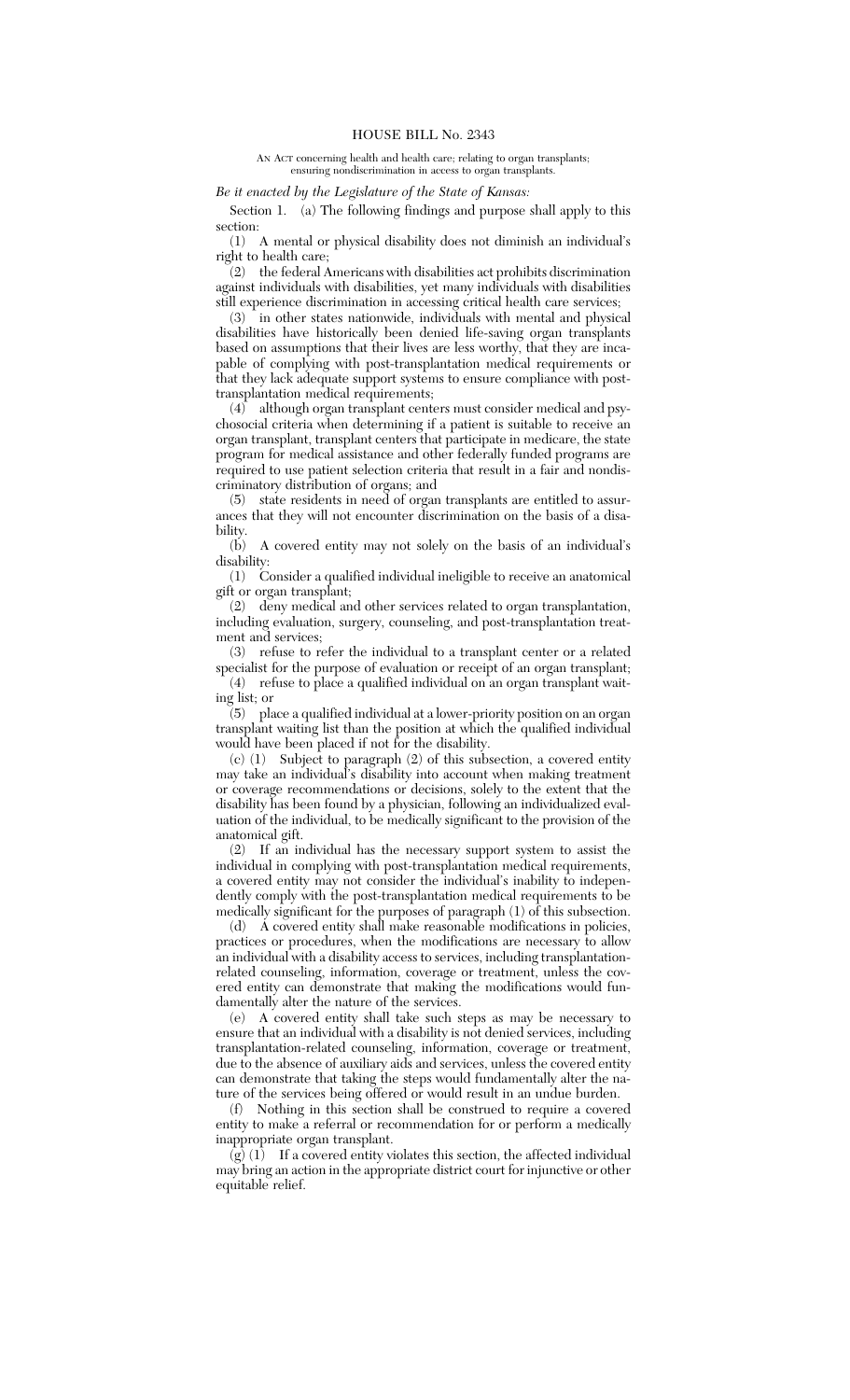# HOUSE BILL No. 2343

AN ACT concerning health and health care; relating to organ transplants; ensuring nondiscrimination in access to organ transplants.

*Be it enacted by the Legislature of the State of Kansas:*

Section 1. (a) The following findings and purpose shall apply to this section:

(1) A mental or physical disability does not diminish an individual's right to health care;

(2) the federal Americans with disabilities act prohibits discrimination against individuals with disabilities, yet many individuals with disabilities still experience discrimination in accessing critical health care services;

(3) in other states nationwide, individuals with mental and physical disabilities have historically been denied life-saving organ transplants based on assumptions that their lives are less worthy, that they are incapable of complying with post-transplantation medical requirements or that they lack adequate support systems to ensure compliance with post-transplantation medical requirements;

(4) although organ transplant centers must consider medical and psychosocial criteria when determining if a patient is suitable to receive an organ transplant, transplant centers that participate in medicare, the state program for medical assistance and other federally funded programs are required to use patient selection criteria that result in a fair and nondiscriminatory distribution of organs; and

(5) state residents in need of organ transplants are entitled to assurances that they will not encounter discrimination on the basis of a disability.

(b) A covered entity may not solely on the basis of an individual's disability:

(1) Consider a qualified individual ineligible to receive an anatomical gift or organ transplant;

(2) deny medical and other services related to organ transplantation, including evaluation, surgery, counseling, and post-transplantation treatment and services;

(3) refuse to refer the individual to a transplant center or a related specialist for the purpose of evaluation or receipt of an organ transplant;

(4) refuse to place a qualified individual on an organ transplant waiting list; or

(5) place a qualified individual at a lower-priority position on an organ transplant waiting list than the position at which the qualified individual would have been placed if not for the disability.

(c) (1) Subject to paragraph (2) of this subsection, a covered entity may take an individual's disability into account when making treatment or coverage recommendations or decisions, solely to the extent that the disability has been found by a physician, following an individualized evaluation of the individual, to be medically significant to the provision of the anatomical gift.

(2) If an individual has the necessary support system to assist the individual in complying with post-transplantation medical requirements, a covered entity may not consider the individual's inability to independently comply with the post-transplantation medical requirements to be medically significant for the purposes of paragraph (1) of this subsection.

(d) A covered entity shall make reasonable modifications in policies, practices or procedures, when the modifications are necessary to allow an individual with a disability access to services, including transplantation-related counseling, information, coverage or treatment, unless the covered entity can demonstrate that making the modifications would fundamentally alter the nature of the services.

(e) A covered entity shall take such steps as may be necessary to ensure that an individual with a disability is not denied services, including transplantation-related counseling, information, coverage or treatment, due to the absence of auxiliary aids and services, unless the covered entity can demonstrate that taking the steps would fundamentally alter the nature of the services being offered or would result in an undue burden.

(f) Nothing in this section shall be construed to require a covered entity to make a referral or recommendation for or perform a medically inappropriate organ transplant.

(g) (1) If a covered entity violates this section, the affected individual may bring an action in the appropriate district court for injunctive or other equitable relief.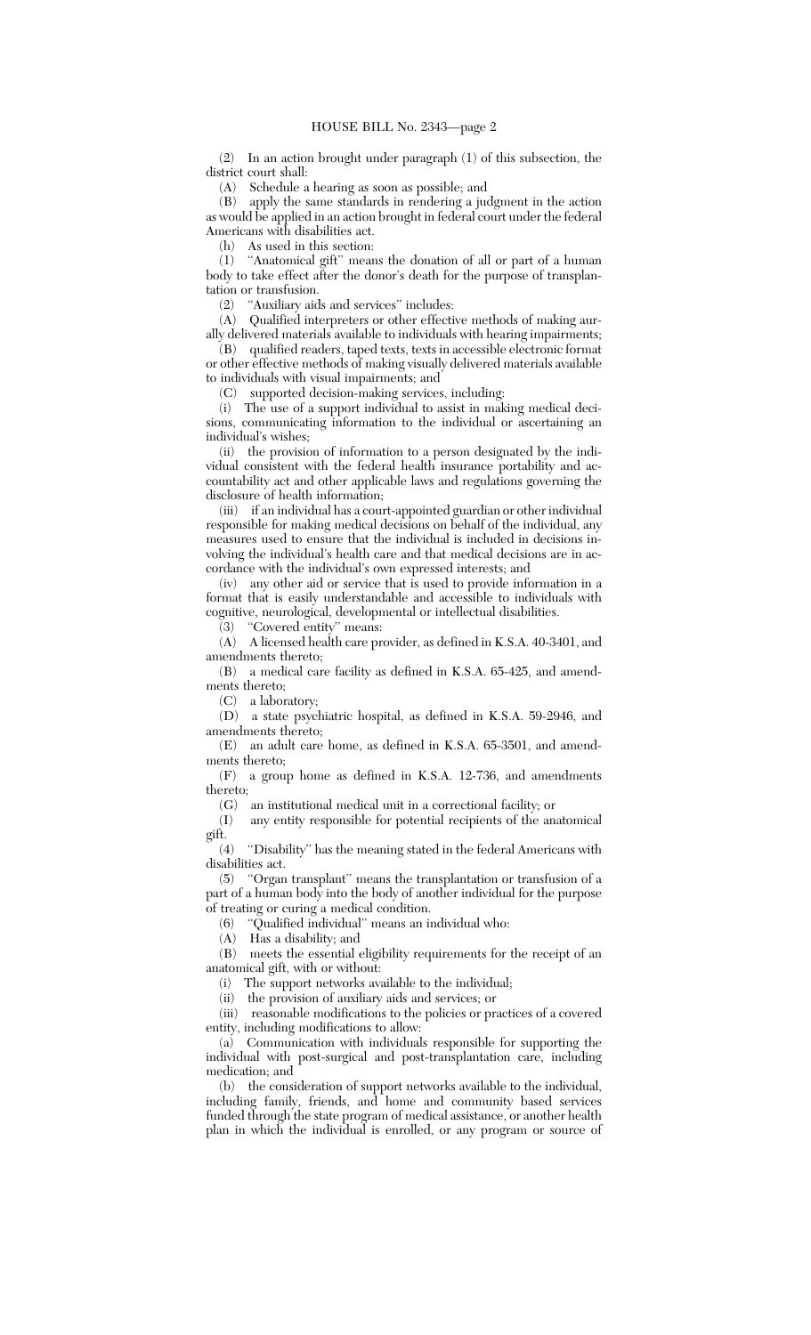(2) In an action brought under paragraph (1) of this subsection, the district court shall:

(A) Schedule a hearing as soon as possible; and

(B) apply the same standards in rendering a judgment in the action as would be applied in an action brought in federal court under the federal Americans with disabilities act.

(h) As used in this section:

(1) "Anatomical gift" means the donation of all or part of a human body to take effect after the donor's death for the purpose of transplantation or transfusion.

(2) "Auxiliary aids and services" includes:

(A) Qualified interpreters or other effective methods of making aurally delivered materials available to individuals with hearing impairments;

(B) qualified readers, taped texts, texts in accessible electronic format or other effective methods of making visually delivered materials available to individuals with visual impairments; and

(C) supported decision-making services, including:

(i) The use of a support individual to assist in making medical decisions, communicating information to the individual or ascertaining an individual's wishes;

(ii) the provision of information to a person designated by the individual consistent with the federal health insurance portability and accountability act and other applicable laws and regulations governing the disclosure of health information;

(iii) if an individual has a court-appointed guardian or other individual responsible for making medical decisions on behalf of the individual, any measures used to ensure that the individual is included in decisions involving the individual's health care and that medical decisions are in accordance with the individual's own expressed interests; and

(iv) any other aid or service that is used to provide information in a format that is easily understandable and accessible to individuals with cognitive, neurological, developmental or intellectual disabilities.

(3) "Covered entity" means:

(A) A licensed health care provider, as defined in K.S.A. 40-3401, and amendments thereto;

(B) a medical care facility as defined in K.S.A. 65-425, and amendments thereto;

(C) a laboratory;

(D) a state psychiatric hospital, as defined in K.S.A. 59-2946, and amendments thereto;

(E) an adult care home, as defined in K.S.A. 65-3501, and amendments thereto;

(F) a group home as defined in K.S.A. 12-736, and amendments thereto;

(G) an institutional medical unit in a correctional facility; or

(I) any entity responsible for potential recipients of the anatomical gift.

(4) "Disability" has the meaning stated in the federal Americans with disabilities act.

(5) "Organ transplant" means the transplantation or transfusion of a part of a human body into the body of another individual for the purpose of treating or curing a medical condition.

(6) "Qualified individual" means an individual who:

(A) Has a disability; and

(B) meets the essential eligibility requirements for the receipt of an anatomical gift, with or without:

(i) The support networks available to the individual;

(ii) the provision of auxiliary aids and services; or

(iii) reasonable modifications to the policies or practices of a covered entity, including modifications to allow:

(a) Communication with individuals responsible for supporting the individual with post-surgical and post-transplantation care, including medication; and

(b) the consideration of support networks available to the individual, including family, friends, and home and community based services funded through the state program of medical assistance, or another health plan in which the individual is enrolled, or any program or source of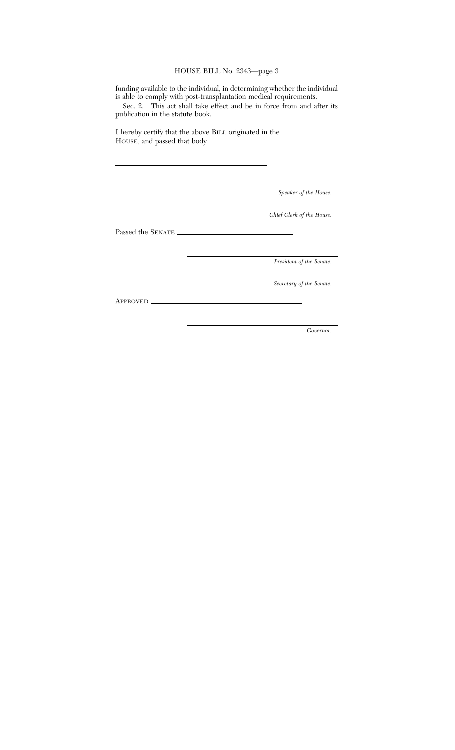funding available to the individual, in determining whether the individual is able to comply with post-transplantation medical requirements.

Sec. 2. This act shall take effect and be in force from and after its publication in the statute book.

I hereby certify that the above BILL originated in the HOUSE, and passed that body

\_\_\_\_\_\_\_\_\_\_\_\_\_\_\_\_\_\_\_\_\_\_\_\_\_\_\_\_

\_\_\_\_\_\_\_\_\_\_\_\_\_\_\_\_\_\_\_\_\_\_\_\_\_\_\_\_
*Speaker of the House.*

\_\_\_\_\_\_\_\_\_\_\_\_\_\_\_\_\_\_\_\_\_\_\_\_\_\_\_\_
*Chief Clerk of the House.*

Passed the SENATE \_\_\_\_\_\_\_\_\_\_\_\_\_\_\_\_\_\_\_\_\_\_\_\_\_\_\_\_

\_\_\_\_\_\_\_\_\_\_\_\_\_\_\_\_\_\_\_\_\_\_\_\_\_\_\_\_
*President of the Senate.*

\_\_\_\_\_\_\_\_\_\_\_\_\_\_\_\_\_\_\_\_\_\_\_\_\_\_\_\_
*Secretary of the Senate.*

APPROVED \_\_\_\_\_\_\_\_\_\_\_\_\_\_\_\_\_\_\_\_\_\_\_\_\_\_\_\_

\_\_\_\_\_\_\_\_\_\_\_\_\_\_\_\_\_\_\_\_\_\_\_\_\_\_\_\_
*Governor.*